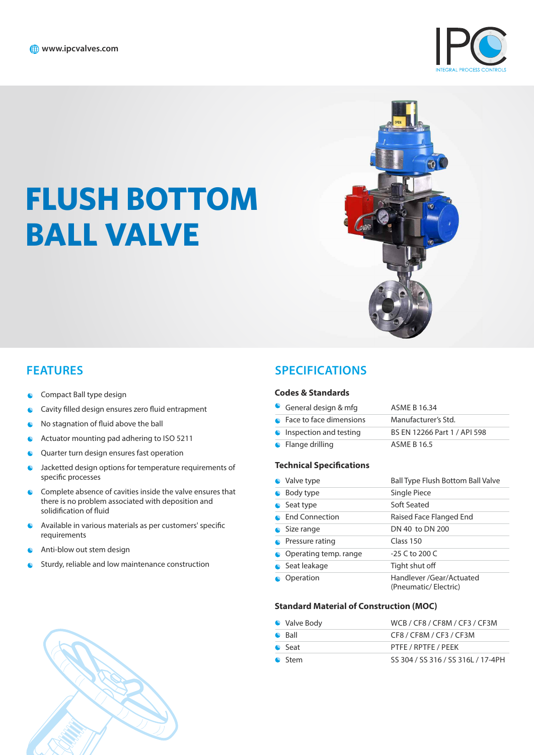www.ipcvalves.com

# FLUSH BOTTOM BALL VALVE

## FEATURES

- Compact Ball type design
- Cavity filled design ensures zero fluid entrapment
- No stagnation of fluid above the ball
- Actuator mounting pad adhering to ISO 5211
- Quarter turn design ensures fast operation
- Jacketted design options for temperature requirements of specific processes
- Complete absence of cavities inside the valve ensures that there is no problem associated with deposition and solidification of fluid
- Available in various materials as per customers' specific requirements
- Anti-blow out stem design
- Sturdy, reliable and low maintenance construction

## SPECIFICATIONS

### Codes & Standards

| | |
|---|---|
| General design & mfg | ASME B 16.34 |
| Face to face dimensions | Manufacturer's Std. |
| Inspection and testing | BS EN 12266 Part 1 / API 598 |
| Flange drilling | ASME B 16.5 |

### Technical Specifications

| | |
|---|---|
| Valve type | Ball Type Flush Bottom Ball Valve |
| Body type | Single Piece |
| Seat type | Soft Seated |
| End Connection | Raised Face Flanged End |
| Size range | DN 40 to DN 200 |
| Pressure rating | Class 150 |
| Operating temp. range | -25 C to 200 C |
| Seat leakage | Tight shut off |
| Operation | Handlever /Gear/Actuated (Pneumatic/ Electric) |

### Standard Material of Construction (MOC)

| | |
|---|---|
| Valve Body | WCB / CF8 / CF8M / CF3 / CF3M |
| Ball | CF8 / CF8M / CF3 / CF3M |
| Seat | PTFE / RPTFE / PEEK |
| Stem | SS 304 / SS 316 / SS 316L / 17-4PH |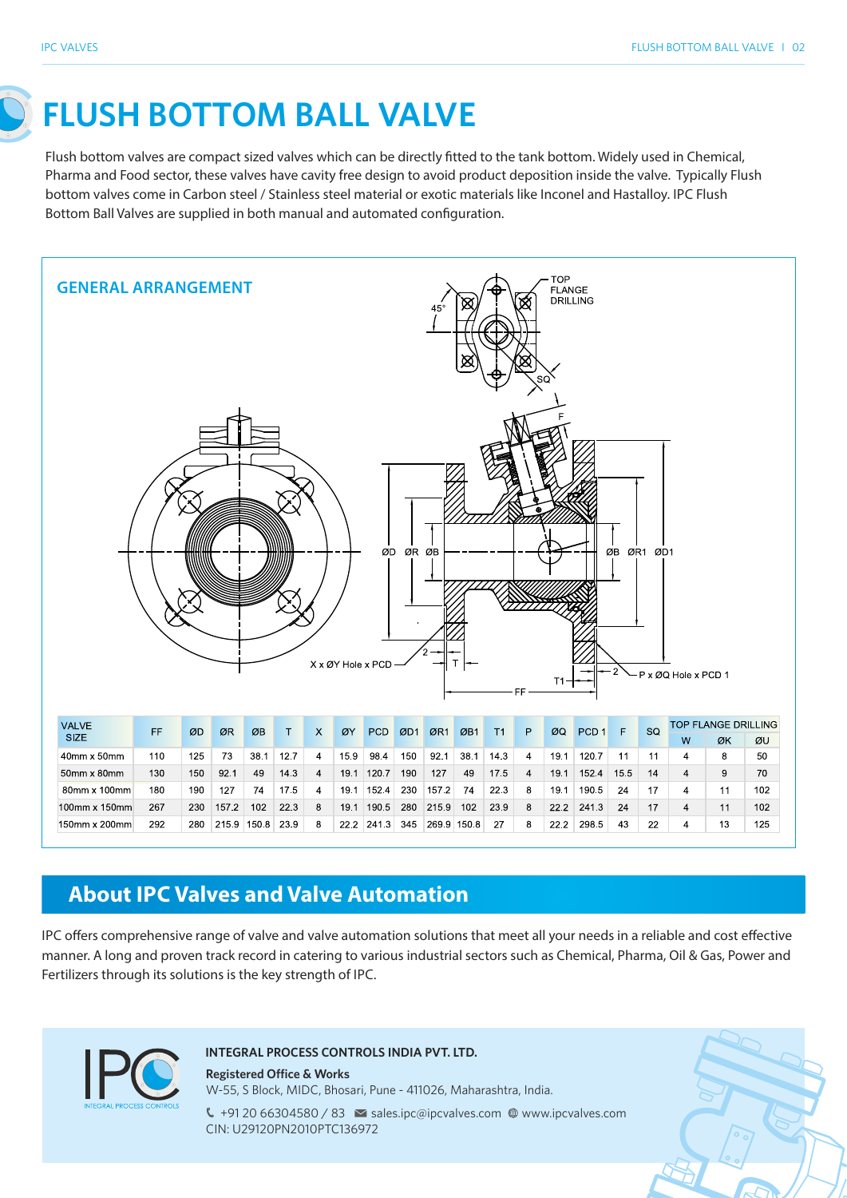# FLUSH BOTTOM BALL VALVE

Flush bottom valves are compact sized valves which can be directly fitted to the tank bottom. Widely used in Chemical, Pharma and Food sector, these valves have cavity free design to avoid product deposition inside the valve. Typically Flush bottom valves come in Carbon steel / Stainless steel material or exotic materials like Inconel and Hastalloy. IPC Flush Bottom Ball Valves are supplied in both manual and automated configuration.

## GENERAL ARRANGEMENT

TOP FLANGE DRILLING

45°

SQ

F

ØD ØR ØB

ØB ØR1 ØD1

X x ØY Hole x PCD

2

T

FF

T1

2

P x ØQ Hole x PCD 1

| VALVE SIZE | FF | ØD | ØR | ØB | T | X | ØY | PCD | ØD1 | ØR1 | ØB1 | T1 | P | ØQ | PCD 1 | F | SQ | TOP FLANGE DRILLING | | |
|---|---|---|---|---|---|---|---|---|---|---|---|---|---|---|---|---|---|---|---|---|
| | | | | | | | | | | | | | | | | | | W | ØK | ØU |
| 40mm x 50mm | 110 | 125 | 73 | 38.1 | 12.7 | 4 | 15.9 | 98.4 | 150 | 92.1 | 38.1 | 14.3 | 4 | 19.1 | 120.7 | 11 | 11 | 4 | 8 | 50 |
| 50mm x 80mm | 130 | 150 | 92.1 | 49 | 14.3 | 4 | 19.1 | 120.7 | 190 | 127 | 49 | 17.5 | 4 | 19.1 | 152.4 | 15.5 | 14 | 4 | 9 | 70 |
| 80mm x 100mm | 180 | 190 | 127 | 74 | 17.5 | 4 | 19.1 | 152.4 | 230 | 157.2 | 74 | 22.3 | 8 | 19.1 | 190.5 | 24 | 17 | 4 | 11 | 102 |
| 100mm x 150mm | 267 | 230 | 157.2 | 102 | 22.3 | 8 | 19.1 | 190.5 | 280 | 215.9 | 102 | 23.9 | 8 | 22.2 | 241.3 | 24 | 17 | 4 | 11 | 102 |
| 150mm x 200mm | 292 | 280 | 215.9 | 150.8 | 23.9 | 8 | 22.2 | 241.3 | 345 | 269.9 | 150.8 | 27 | 8 | 22.2 | 298.5 | 43 | 22 | 4 | 13 | 125 |

## About IPC Valves and Valve Automation

IPC offers comprehensive range of valve and valve automation solutions that meet all your needs in a reliable and cost effective manner. A long and proven track record in catering to various industrial sectors such as Chemical, Pharma, Oil & Gas, Power and Fertilizers through its solutions is the key strength of IPC.

IPC INTEGRAL PROCESS CONTROLS

**INTEGRAL PROCESS CONTROLS INDIA PVT. LTD.**

**Registered Office & Works**
W-55, S Block, MIDC, Bhosari, Pune - 411026, Maharashtra, India.

+91 20 66304580 / 83 sales.ipc@ipcvalves.com www.ipcvalves.com
CIN: U29120PN2010PTC136972